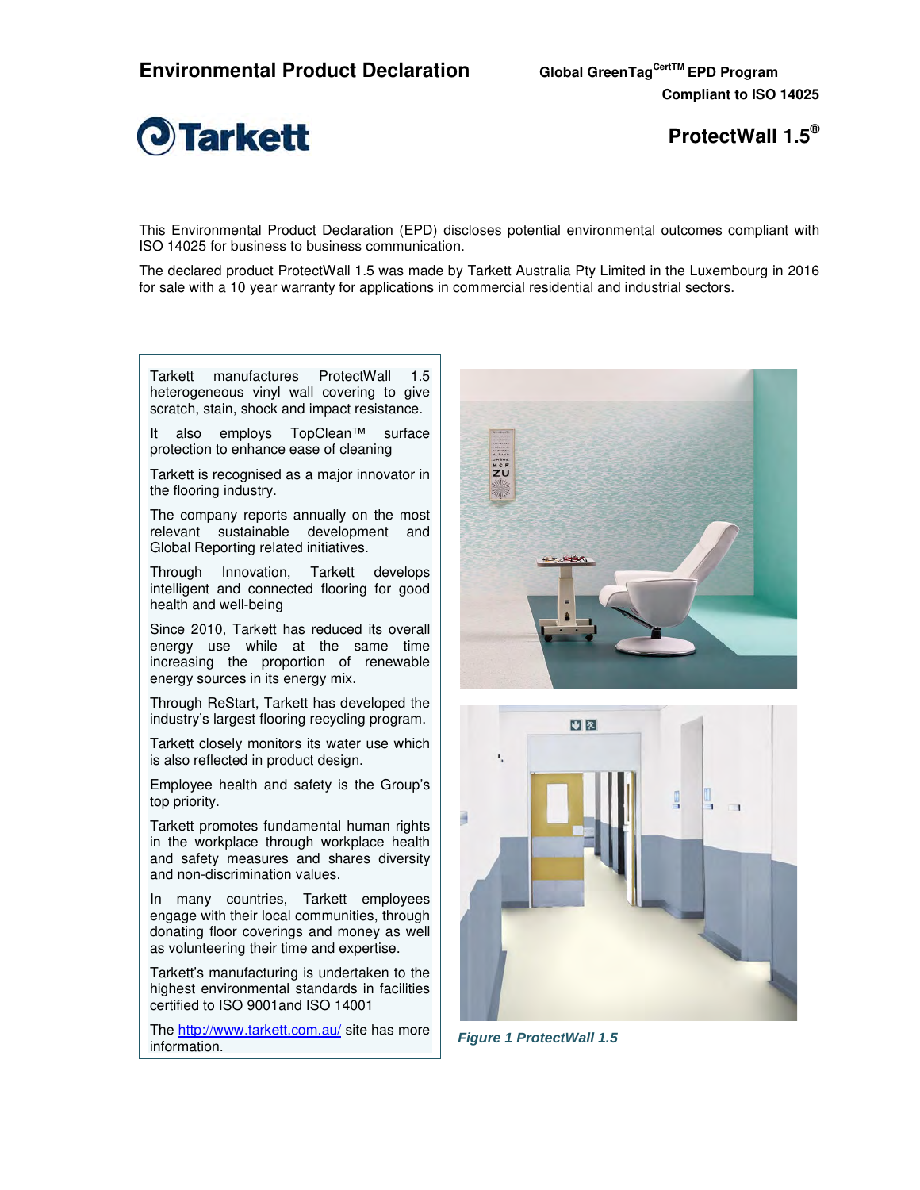# Environmental Product Declaration

**Global GreenTag[CertTM] EPD Program**

**Compliant to ISO 14025**

## ProtectWall 1.5®

This Environmental Product Declaration (EPD) discloses potential environmental outcomes compliant with ISO 14025 for business to business communication.

The declared product ProtectWall 1.5 was made by Tarkett Australia Pty Limited in the Luxembourg in 2016 for sale with a 10 year warranty for applications in commercial residential and industrial sectors.

Tarkett manufactures ProtectWall 1.5 heterogeneous vinyl wall covering to give scratch, stain, shock and impact resistance.

It also employs TopClean™ surface protection to enhance ease of cleaning

Tarkett is recognised as a major innovator in the flooring industry.

The company reports annually on the most relevant sustainable development and Global Reporting related initiatives.

Through Innovation, Tarkett develops intelligent and connected flooring for good health and well-being

Since 2010, Tarkett has reduced its overall energy use while at the same time increasing the proportion of renewable energy sources in its energy mix.

Through ReStart, Tarkett has developed the industry's largest flooring recycling program.

Tarkett closely monitors its water use which is also reflected in product design.

Employee health and safety is the Group's top priority.

Tarkett promotes fundamental human rights in the workplace through workplace health and safety measures and shares diversity and non-discrimination values.

In many countries, Tarkett employees engage with their local communities, through donating floor coverings and money as well as volunteering their time and expertise.

Tarkett's manufacturing is undertaken to the highest environmental standards in facilities certified to ISO 9001and ISO 14001

The http://www.tarkett.com.au/ site has more information.

*Figure 1 ProtectWall 1.5*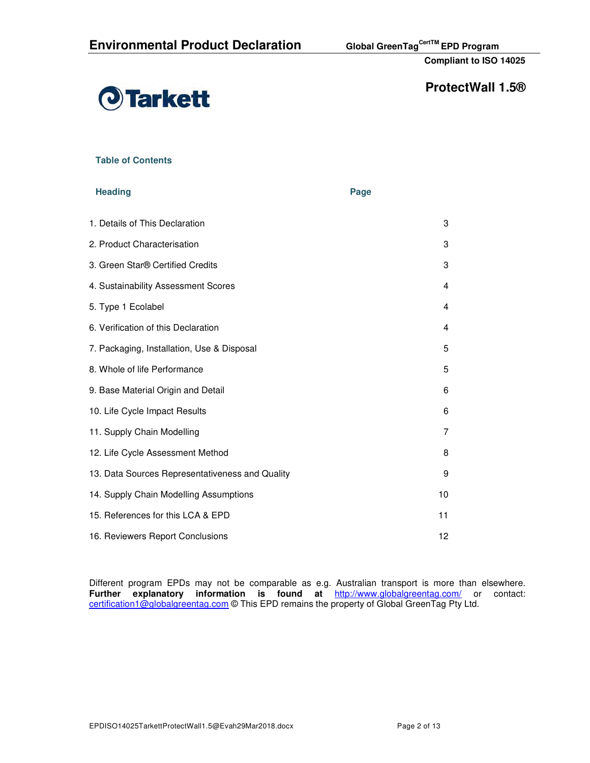# ProtectWall 1.5®

## Table of Contents

| Heading | Page |
|---|---|
| 1. Details of This Declaration | 3 |
| 2. Product Characterisation | 3 |
| 3. Green Star® Certified Credits | 3 |
| 4. Sustainability Assessment Scores | 4 |
| 5. Type 1 Ecolabel | 4 |
| 6. Verification of this Declaration | 4 |
| 7. Packaging, Installation, Use & Disposal | 5 |
| 8. Whole of life Performance | 5 |
| 9. Base Material Origin and Detail | 6 |
| 10. Life Cycle Impact Results | 6 |
| 11. Supply Chain Modelling | 7 |
| 12. Life Cycle Assessment Method | 8 |
| 13. Data Sources Representativeness and Quality | 9 |
| 14. Supply Chain Modelling Assumptions | 10 |
| 15. References for this LCA & EPD | 11 |
| 16. Reviewers Report Conclusions | 12 |

Different program EPDs may not be comparable as e.g. Australian transport is more than elsewhere. **Further explanatory information is found at** http://www.globalgreentag.com/ or contact: certification1@globalgreentag.com © This EPD remains the property of Global GreenTag Pty Ltd.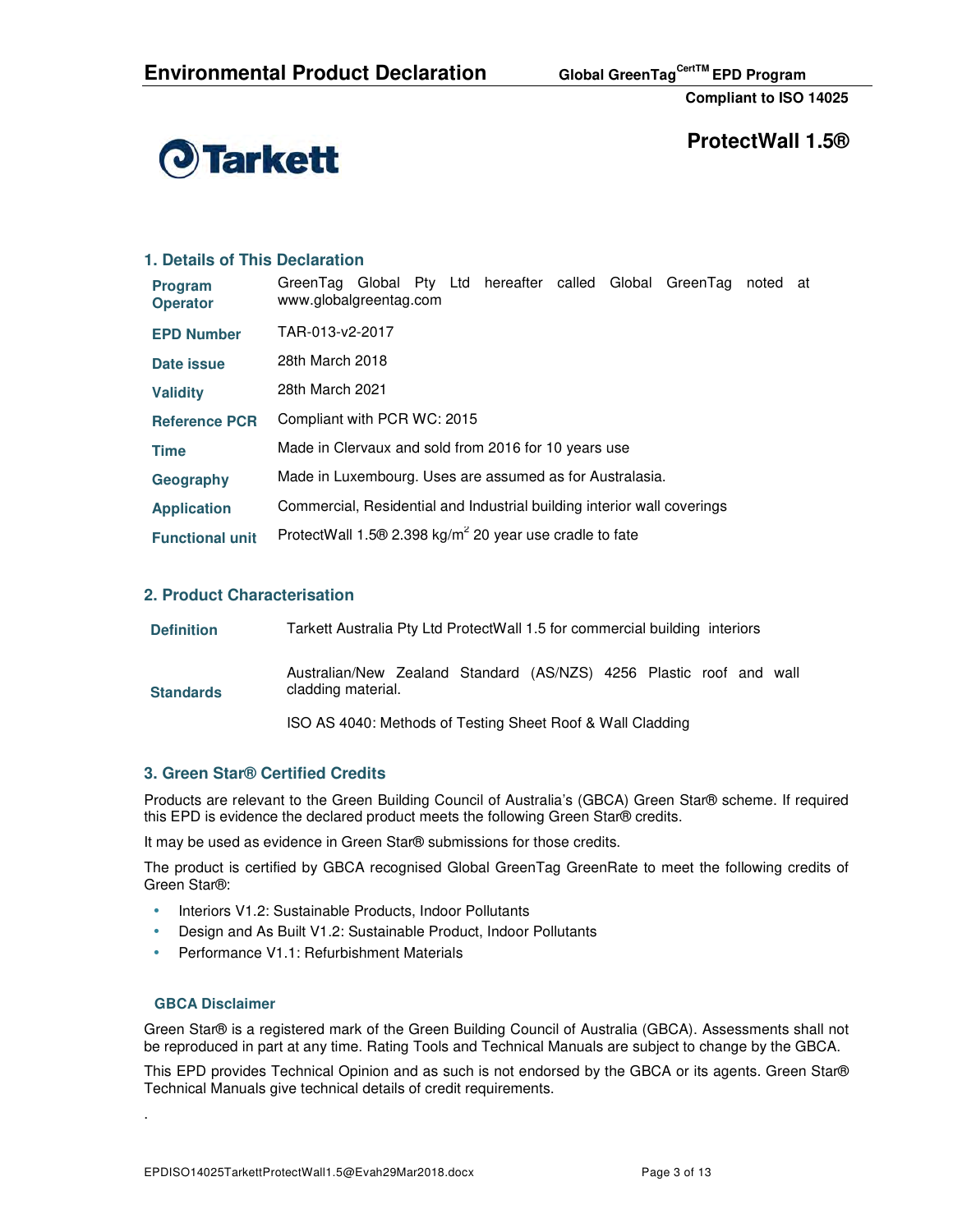# ProtectWall 1.5®

## 1. Details of This Declaration

| | |
|---|---|
| **Program Operator** | GreenTag Global Pty Ltd hereafter called Global GreenTag noted at www.globalgreentag.com |
| **EPD Number** | TAR-013-v2-2017 |
| **Date issue** | 28th March 2018 |
| **Validity** | 28th March 2021 |
| **Reference PCR** | Compliant with PCR WC: 2015 |
| **Time** | Made in Clervaux and sold from 2016 for 10 years use |
| **Geography** | Made in Luxembourg. Uses are assumed as for Australasia. |
| **Application** | Commercial, Residential and Industrial building interior wall coverings |
| **Functional unit** | ProtectWall 1.5® 2.398 kg/m$^2$ 20 year use cradle to fate |

## 2. Product Characterisation

| | |
|---|---|
| **Definition** | Tarkett Australia Pty Ltd ProtectWall 1.5 for commercial building interiors |
| **Standards** | Australian/New Zealand Standard (AS/NZS) 4256 Plastic roof and wall cladding material. <br> ISO AS 4040: Methods of Testing Sheet Roof & Wall Cladding |

## 3. Green Star® Certified Credits

Products are relevant to the Green Building Council of Australia's (GBCA) Green Star® scheme. If required this EPD is evidence the declared product meets the following Green Star® credits.

It may be used as evidence in Green Star® submissions for those credits.

The product is certified by GBCA recognised Global GreenTag GreenRate to meet the following credits of Green Star®:

- Interiors V1.2: Sustainable Products, Indoor Pollutants
- Design and As Built V1.2: Sustainable Product, Indoor Pollutants
- Performance V1.1: Refurbishment Materials

### GBCA Disclaimer

Green Star® is a registered mark of the Green Building Council of Australia (GBCA). Assessments shall not be reproduced in part at any time. Rating Tools and Technical Manuals are subject to change by the GBCA.

This EPD provides Technical Opinion and as such is not endorsed by the GBCA or its agents. Green Star® Technical Manuals give technical details of credit requirements.

.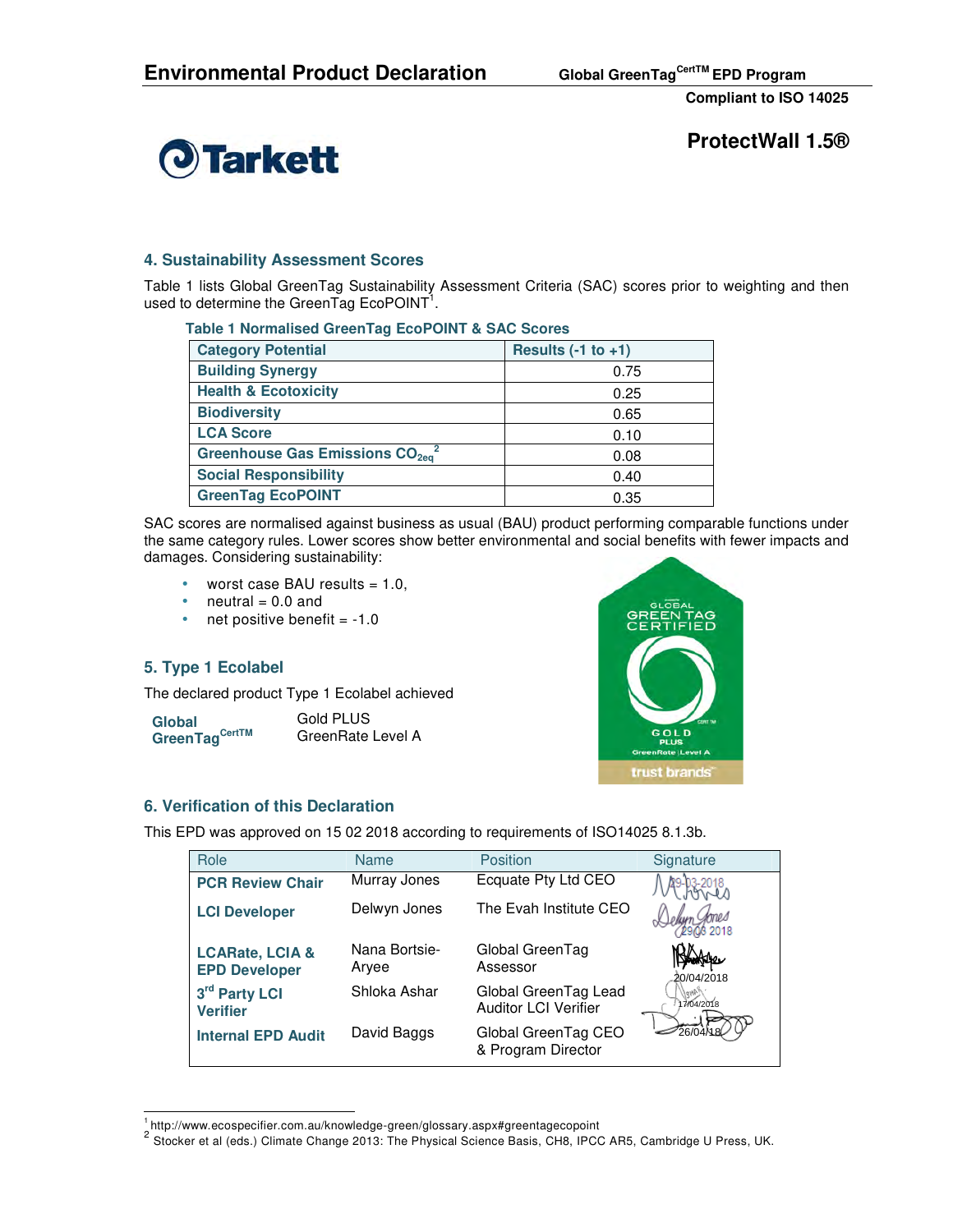# 4. Sustainability Assessment Scores

Table 1 lists Global GreenTag Sustainability Assessment Criteria (SAC) scores prior to weighting and then used to determine the GreenTag EcoPOINT[1].

**Table 1 Normalised GreenTag EcoPOINT & SAC Scores**

| Category Potential | Results (-1 to +1) |
|---|---|
| Building Synergy | 0.75 |
| Health & Ecotoxicity | 0.25 |
| Biodiversity | 0.65 |
| LCA Score | 0.10 |
| Greenhouse Gas Emissions $CO_{2eq}$[2] | 0.08 |
| Social Responsibility | 0.40 |
| GreenTag EcoPOINT | 0.35 |

SAC scores are normalised against business as usual (BAU) product performing comparable functions under the same category rules. Lower scores show better environmental and social benefits with fewer impacts and damages. Considering sustainability:

- worst case BAU results = 1.0,
- neutral = 0.0 and
- net positive benefit = -1.0

# 5. Type 1 Ecolabel

The declared product Type 1 Ecolabel achieved

| Global GreenTag[CertTM] | Gold PLUS GreenRate Level A |
|---|---|

# 6. Verification of this Declaration

This EPD was approved on 15 02 2018 according to requirements of ISO14025 8.1.3b.

| Role | Name | Position | Signature |
|---|---|---|---|
| PCR Review Chair | Murray Jones | Ecquate Pty Ltd CEO | 29-03-2018 |
| LCI Developer | Delwyn Jones | The Evah Institute CEO | 29 03 2018 |
| LCARate, LCIA & EPD Developer | Nana Bortsie-Aryee | Global GreenTag Assessor | 20/04/2018 |
| 3rd Party LCI Verifier | Shloka Ashar | Global GreenTag Lead Auditor LCI Verifier | 17/04/2018 |
| Internal EPD Audit | David Baggs | Global GreenTag CEO & Program Director | 26/04/18 |

[1] http://www.ecospecifier.com.au/knowledge-green/glossary.aspx#greentagecopoint

[2] Stocker et al (eds.) Climate Change 2013: The Physical Science Basis, CH8, IPCC AR5, Cambridge U Press, UK.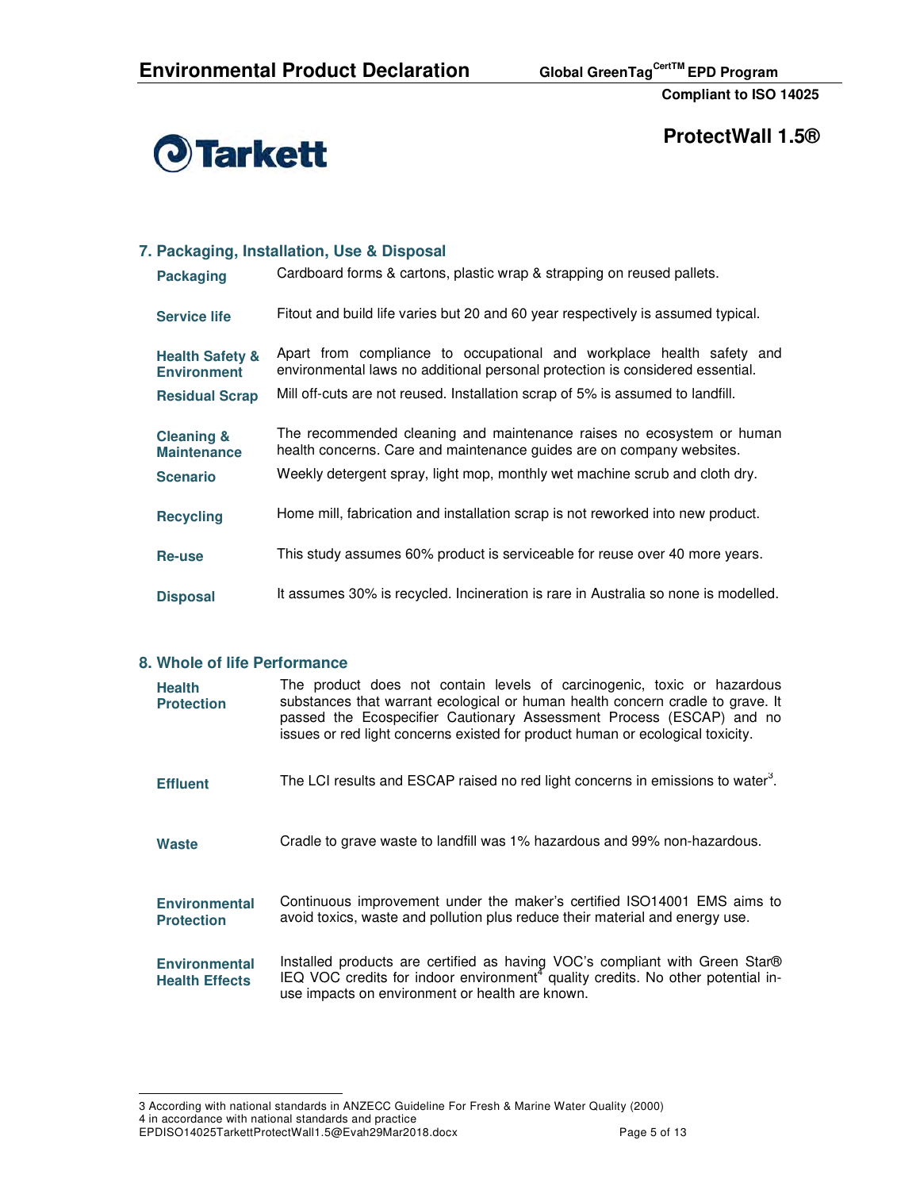**ProtectWall 1.5®**

## 7. Packaging, Installation, Use & Disposal

| | |
|---|---|
| **Packaging** | Cardboard forms & cartons, plastic wrap & strapping on reused pallets. |
| **Service life** | Fitout and build life varies but 20 and 60 year respectively is assumed typical. |
| **Health Safety & Environment** | Apart from compliance to occupational and workplace health safety and environmental laws no additional personal protection is considered essential. |
| **Residual Scrap** | Mill off-cuts are not reused. Installation scrap of 5% is assumed to landfill. |
| **Cleaning & Maintenance** | The recommended cleaning and maintenance raises no ecosystem or human health concerns. Care and maintenance guides are on company websites. |
| **Scenario** | Weekly detergent spray, light mop, monthly wet machine scrub and cloth dry. |
| **Recycling** | Home mill, fabrication and installation scrap is not reworked into new product. |
| **Re-use** | This study assumes 60% product is serviceable for reuse over 40 more years. |
| **Disposal** | It assumes 30% is recycled. Incineration is rare in Australia so none is modelled. |

## 8. Whole of life Performance

| | |
|---|---|
| **Health Protection** | The product does not contain levels of carcinogenic, toxic or hazardous substances that warrant ecological or human health concern cradle to grave. It passed the Ecospecifier Cautionary Assessment Process (ESCAP) and no issues or red light concerns existed for product human or ecological toxicity. |
| **Effluent** | The LCI results and ESCAP raised no red light concerns in emissions to water[3]. |
| **Waste** | Cradle to grave waste to landfill was 1% hazardous and 99% non-hazardous. |
| **Environmental Protection** | Continuous improvement under the maker's certified ISO14001 EMS aims to avoid toxics, waste and pollution plus reduce their material and energy use. |
| **Environmental Health Effects** | Installed products are certified as having VOC's compliant with Green Star® IEQ VOC credits for indoor environment[4] quality credits. No other potential in-use impacts on environment or health are known. |

3 According with national standards in ANZECC Guideline For Fresh & Marine Water Quality (2000)
4 in accordance with national standards and practice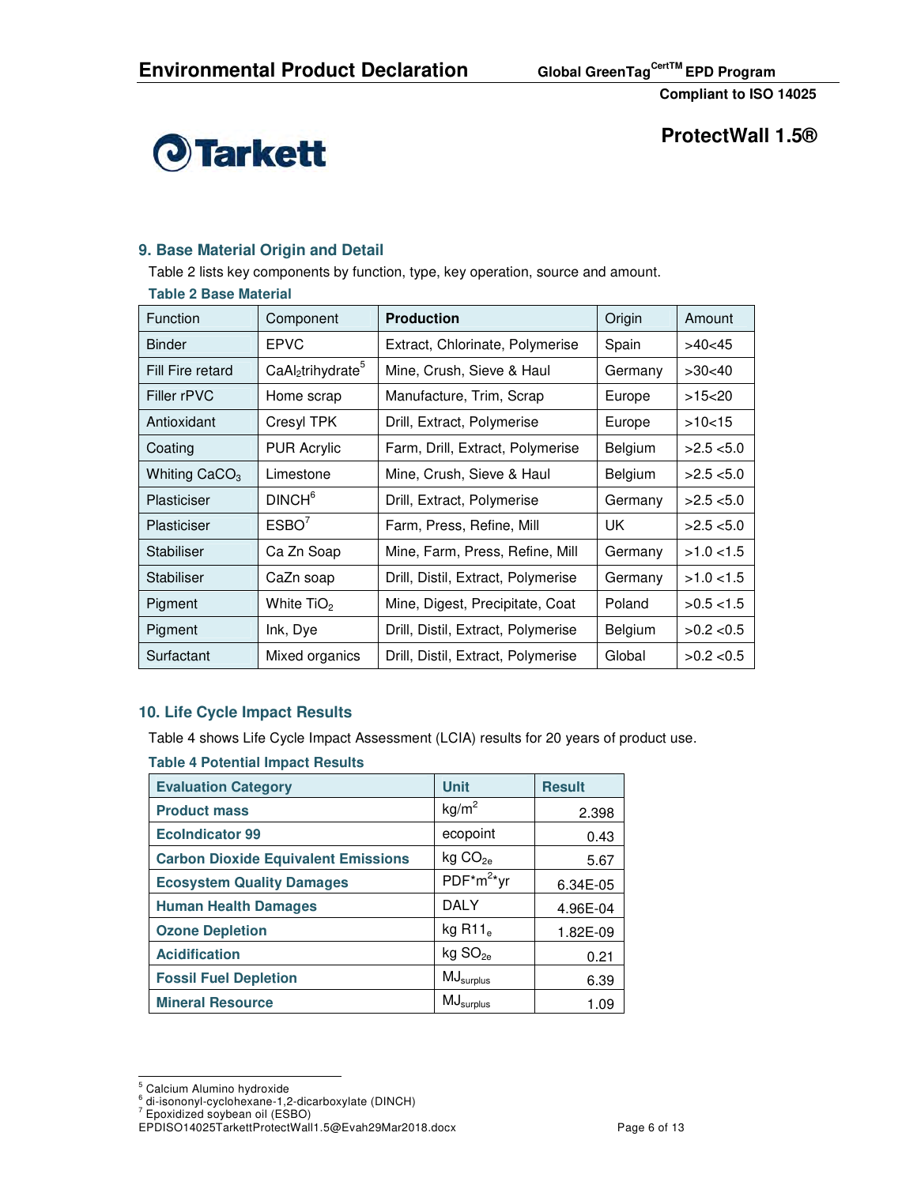# 9. Base Material Origin and Detail

Table 2 lists key components by function, type, key operation, source and amount.

**Table 2 Base Material**

| Function | Component | **Production** | Origin | Amount |
|---|---|---|---|---|
| Binder | EPVC | Extract, Chlorinate, Polymerise | Spain | >40<45 |
| Fill Fire retard | $CaAl_2$trihydrate[5] | Mine, Crush, Sieve & Haul | Germany | >30<40 |
| Filler rPVC | Home scrap | Manufacture, Trim, Scrap | Europe | >15<20 |
| Antioxidant | Cresyl TPK | Drill, Extract, Polymerise | Europe | >10<15 |
| Coating | PUR Acrylic | Farm, Drill, Extract, Polymerise | Belgium | >2.5 <5.0 |
| Whiting $CaCO_3$ | Limestone | Mine, Crush, Sieve & Haul | Belgium | >2.5 <5.0 |
| Plasticiser | DINCH[6] | Drill, Extract, Polymerise | Germany | >2.5 <5.0 |
| Plasticiser | ESBO[7] | Farm, Press, Refine, Mill | UK | >2.5 <5.0 |
| Stabiliser | Ca Zn Soap | Mine, Farm, Press, Refine, Mill | Germany | >1.0 <1.5 |
| Stabiliser | CaZn soap | Drill, Distil, Extract, Polymerise | Germany | >1.0 <1.5 |
| Pigment | White $TiO_2$ | Mine, Digest, Precipitate, Coat | Poland | >0.5 <1.5 |
| Pigment | Ink, Dye | Drill, Distil, Extract, Polymerise | Belgium | >0.2 <0.5 |
| Surfactant | Mixed organics | Drill, Distil, Extract, Polymerise | Global | >0.2 <0.5 |

# 10. Life Cycle Impact Results

Table 4 shows Life Cycle Impact Assessment (LCIA) results for 20 years of product use.

**Table 4 Potential Impact Results**

| Evaluation Category | Unit | Result |
|---|---|---|
| **Product mass** | $kg/m^2$ | 2.398 |
| **EcoIndicator 99** | ecopoint | 0.43 |
| **Carbon Dioxide Equivalent Emissions** | kg $CO_{2e}$ | 5.67 |
| **Ecosystem Quality Damages** | $PDF*m^2*yr$ | 6.34E-05 |
| **Human Health Damages** | DALY | 4.96E-04 |
| **Ozone Depletion** | kg $R11_e$ | 1.82E-09 |
| **Acidification** | kg $SO_{2e}$ | 0.21 |
| **Fossil Fuel Depletion** | $MJ_{surplus}$ | 6.39 |
| **Mineral Resource** | $MJ_{surplus}$ | 1.09 |

[5] Calcium Alumino hydroxide
[6] di-isononyl-cyclohexane-1,2-dicarboxylate (DINCH)
[7] Epoxidized soybean oil (ESBO)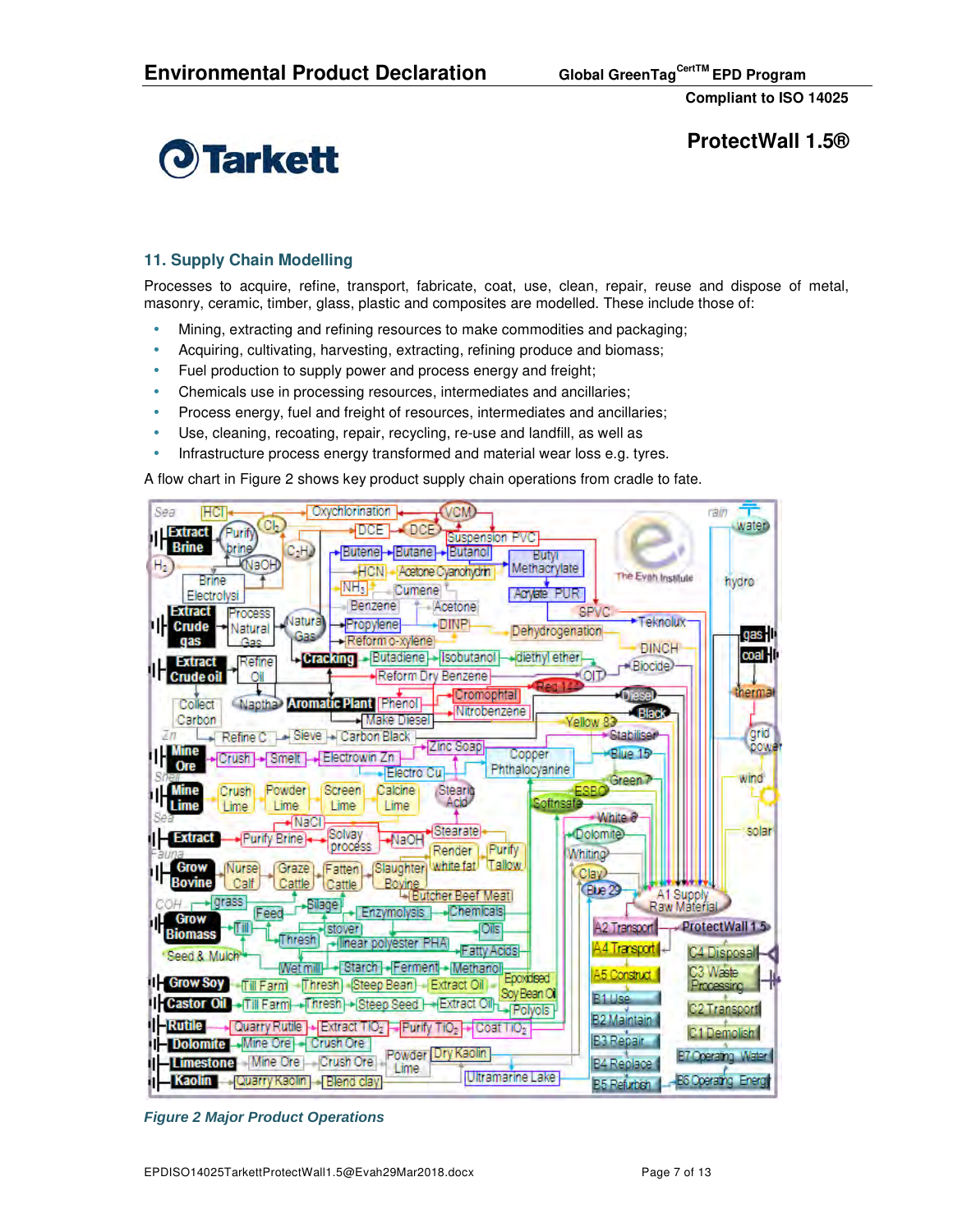## 11. Supply Chain Modelling

Processes to acquire, refine, transport, fabricate, coat, use, clean, repair, reuse and dispose of metal, masonry, ceramic, timber, glass, plastic and composites are modelled. These include those of:

- Mining, extracting and refining resources to make commodities and packaging;
- Acquiring, cultivating, harvesting, extracting, refining produce and biomass;
- Fuel production to supply power and process energy and freight;
- Chemicals use in processing resources, intermediates and ancillaries;
- Process energy, fuel and freight of resources, intermediates and ancillaries;
- Use, cleaning, recoating, repair, recycling, re-use and landfill, as well as
- Infrastructure process energy transformed and material wear loss e.g. tyres.

A flow chart in Figure 2 shows key product supply chain operations from cradle to fate.

*Figure 2 Major Product Operations*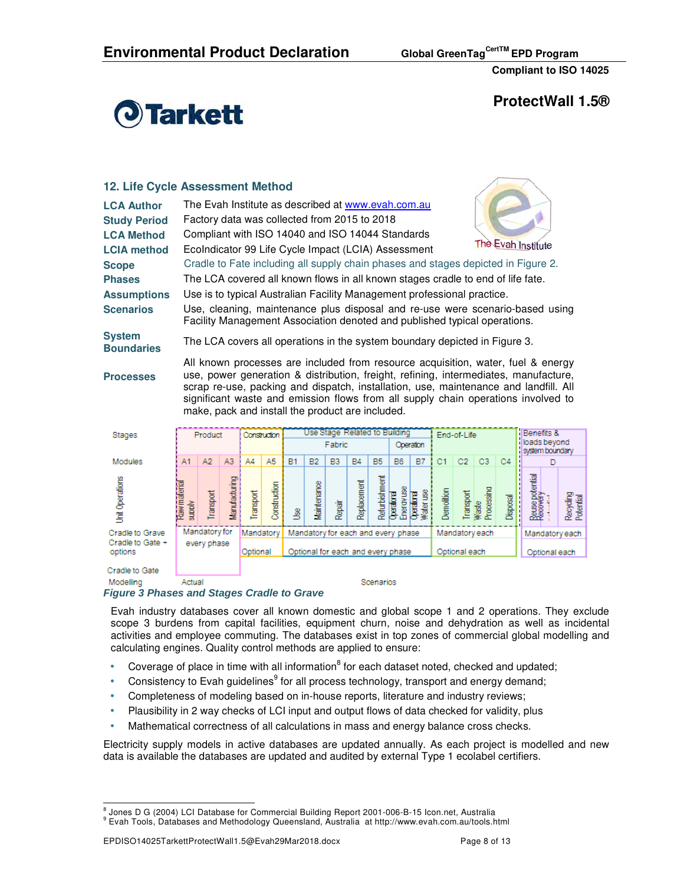# Environmental Product Declaration

**Global GreenTag CertTM EPD Program**

**Compliant to ISO 14025**

**ProtectWall 1.5®**

## 12. Life Cycle Assessment Method

| | |
|---|---|
| **LCA Author** | The Evah Institute as described at www.evah.com.au |
| **Study Period** | Factory data was collected from 2015 to 2018 |
| **LCA Method** | Compliant with ISO 14040 and ISO 14044 Standards |
| **LCIA method** | EcoIndicator 99 Life Cycle Impact (LCIA) Assessment |
| **Scope** | Cradle to Fate including all supply chain phases and stages depicted in Figure 2. |
| **Phases** | The LCA covered all known flows in all known stages cradle to end of life fate. |
| **Assumptions** | Use is to typical Australian Facility Management professional practice. |
| **Scenarios** | Use, cleaning, maintenance plus disposal and re-use were scenario-based using Facility Management Association denoted and published typical operations. |
| **System Boundaries** | The LCA covers all operations in the system boundary depicted in Figure 3. |
| **Processes** | All known processes are included from resource acquisition, water, fuel & energy use, power generation & distribution, freight, refining, intermediates, manufacture, scrap re-use, packing and dispatch, installation, use, maintenance and landfill. All significant waste and emission flows from all supply chain operations involved to make, pack and install the product are included. |

| Stages | Product | | | Construction | | Use Stage Related to Building | | | | | | | End-of-Life | | | | Benefits & loads beyond system boundary | | |
|---|---|---|---|---|---|---|---|---|---|---|---|---|---|---|---|---|---|---|---|
| | | | | | | Fabric | | | | | Operation | | | | | | | | |
| Modules | A1 | A2 | A3 | A4 | A5 | B1 | B2 | B3 | B4 | B5 | B6 | B7 | C1 | C2 | C3 | C4 | D | | |
| Unit Operations | Raw material supply | Transport | Manufacturing | Transport | Construction | Use | Maintenance | Repair | Replacement | Refurbishment | Operational Energy use | Operational Water use | Demolition | Transport | Waste Processing | Disposal | Reuse potential | Recovery | Recycling Potential |
| Cradle to Grave | Mandatory for every phase | | | Mandatory | | Mandatory for each and every phase | | | | | | | Mandatory each | | | | Mandatory each | | |
| Cradle to Gate + options | | | | Optional | | Optional for each and every phase | | | | | | | Optional each | | | | Optional each | | |
| Cradle to Gate | | | | | | | | | | | | | | | | | | | |
| Modelling | Actual | | | Scenarios | | | | | | | | | | | | | | | |

*Figure 3 Phases and Stages Cradle to Grave*

Evah industry databases cover all known domestic and global scope 1 and 2 operations. They exclude scope 3 burdens from capital facilities, equipment churn, noise and dehydration as well as incidental activities and employee commuting. The databases exist in top zones of commercial global modelling and calculating engines. Quality control methods are applied to ensure:

- Coverage of place in time with all information[8] for each dataset noted, checked and updated;
- Consistency to Evah guidelines[9] for all process technology, transport and energy demand;
- Completeness of modeling based on in-house reports, literature and industry reviews;
- Plausibility in 2 way checks of LCI input and output flows of data checked for validity, plus
- Mathematical correctness of all calculations in mass and energy balance cross checks.

Electricity supply models in active databases are updated annually. As each project is modelled and new data is available the databases are updated and audited by external Type 1 ecolabel certifiers.

[8] Jones D G (2004) LCI Database for Commercial Building Report 2001-006-B-15 Icon.net, Australia
[9] Evah Tools, Databases and Methodology Queensland, Australia at http://www.evah.com.au/tools.html

EPDISO14025TarkettProtectWall1.5@Evah29Mar2018.docx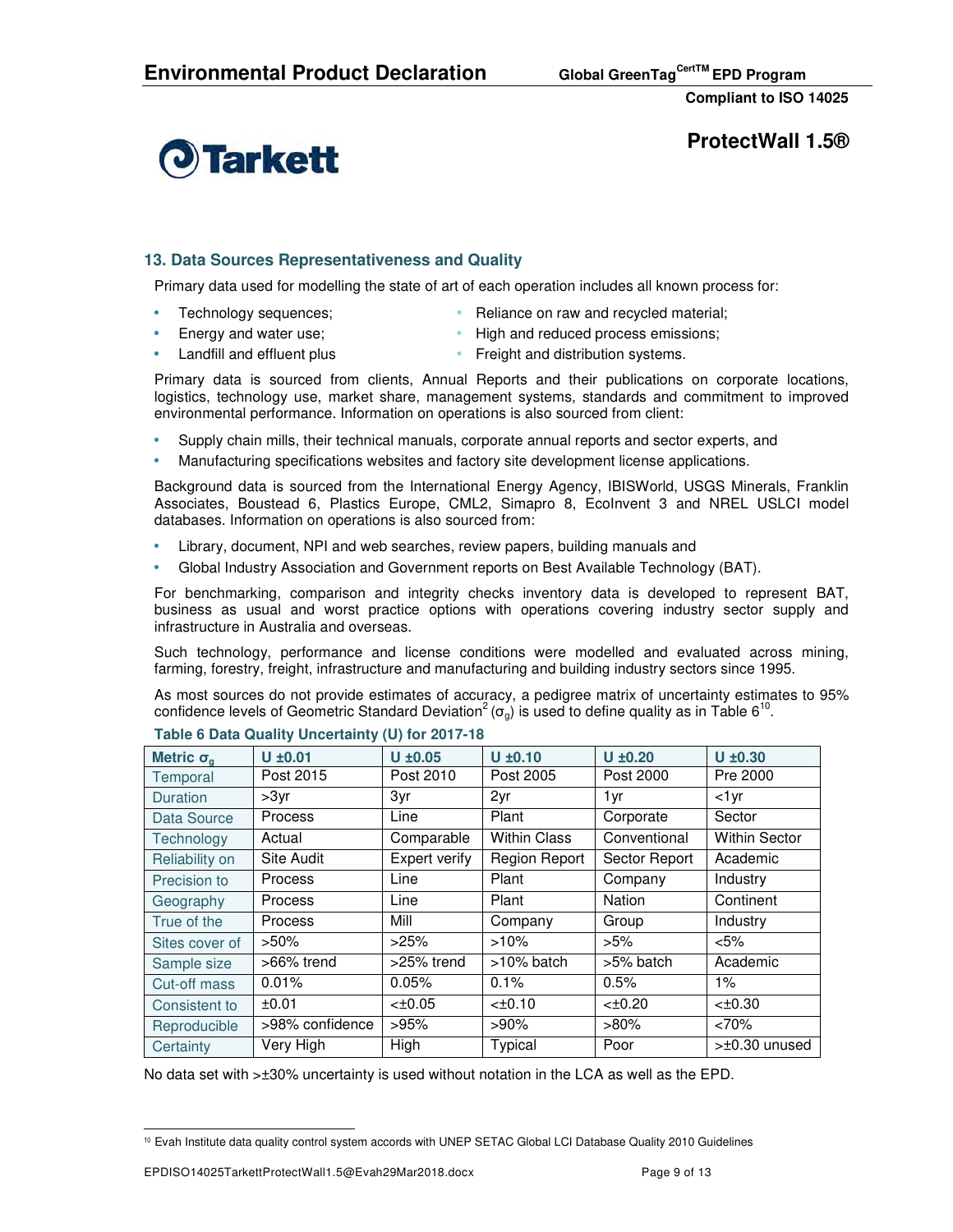## 13. Data Sources Representativeness and Quality

Primary data used for modelling the state of art of each operation includes all known process for:

- Technology sequences;
- Energy and water use;
- Landfill and effluent plus
- Reliance on raw and recycled material;
- High and reduced process emissions;
- Freight and distribution systems.

Primary data is sourced from clients, Annual Reports and their publications on corporate locations, logistics, technology use, market share, management systems, standards and commitment to improved environmental performance. Information on operations is also sourced from client:

- Supply chain mills, their technical manuals, corporate annual reports and sector experts, and
- Manufacturing specifications websites and factory site development license applications.

Background data is sourced from the International Energy Agency, IBISWorld, USGS Minerals, Franklin Associates, Boustead 6, Plastics Europe, CML2, Simapro 8, EcoInvent 3 and NREL USLCI model databases. Information on operations is also sourced from:

- Library, document, NPI and web searches, review papers, building manuals and
- Global Industry Association and Government reports on Best Available Technology (BAT).

For benchmarking, comparison and integrity checks inventory data is developed to represent BAT, business as usual and worst practice options with operations covering industry sector supply and infrastructure in Australia and overseas.

Such technology, performance and license conditions were modelled and evaluated across mining, farming, forestry, freight, infrastructure and manufacturing and building industry sectors since 1995.

As most sources do not provide estimates of accuracy, a pedigree matrix of uncertainty estimates to 95% confidence levels of Geometric Standard Deviation$^2$ ($\sigma_g$) is used to define quality as in Table 6[10].

**Table 6 Data Quality Uncertainty (U) for 2017-18**

| Metric $\sigma_g$ | U ±0.01 | U ±0.05 | U ±0.10 | U ±0.20 | U ±0.30 |
|---|---|---|---|---|---|
| Temporal | Post 2015 | Post 2010 | Post 2005 | Post 2000 | Pre 2000 |
| Duration | >3yr | 3yr | 2yr | 1yr | <1yr |
| Data Source | Process | Line | Plant | Corporate | Sector |
| Technology | Actual | Comparable | Within Class | Conventional | Within Sector |
| Reliability on | Site Audit | Expert verify | Region Report | Sector Report | Academic |
| Precision to | Process | Line | Plant | Company | Industry |
| Geography | Process | Line | Plant | Nation | Continent |
| True of the | Process | Mill | Company | Group | Industry |
| Sites cover of | >50% | >25% | >10% | >5% | <5% |
| Sample size | >66% trend | >25% trend | >10% batch | >5% batch | Academic |
| Cut-off mass | 0.01% | 0.05% | 0.1% | 0.5% | 1% |
| Consistent to | ±0.01 | <±0.05 | <±0.10 | <±0.20 | <±0.30 |
| Reproducible | >98% confidence | >95% | >90% | >80% | <70% |
| Certainty | Very High | High | Typical | Poor | >±0.30 unused |

No data set with >±30% uncertainty is used without notation in the LCA as well as the EPD.

[10] Evah Institute data quality control system accords with UNEP SETAC Global LCI Database Quality 2010 Guidelines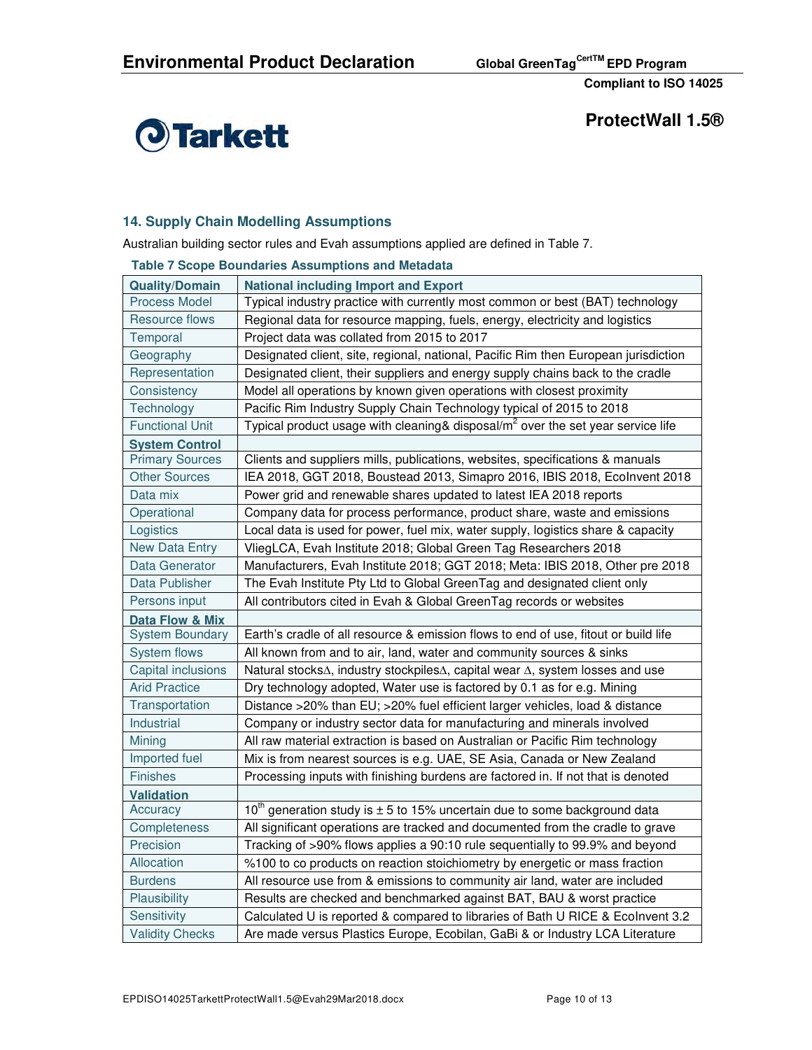## 14. Supply Chain Modelling Assumptions

Australian building sector rules and Evah assumptions applied are defined in Table 7.

**Table 7 Scope Boundaries Assumptions and Metadata**

| Quality/Domain | National including Import and Export |
|---|---|
| Process Model | Typical industry practice with currently most common or best (BAT) technology |
| Resource flows | Regional data for resource mapping, fuels, energy, electricity and logistics |
| Temporal | Project data was collated from 2015 to 2017 |
| Geography | Designated client, site, regional, national, Pacific Rim then European jurisdiction |
| Representation | Designated client, their suppliers and energy supply chains back to the cradle |
| Consistency | Model all operations by known given operations with closest proximity |
| Technology | Pacific Rim Industry Supply Chain Technology typical of 2015 to 2018 |
| Functional Unit | Typical product usage with cleaning& disposal/m$^2$ over the set year service life |
| **System Control** | |
| Primary Sources | Clients and suppliers mills, publications, websites, specifications & manuals |
| Other Sources | IEA 2018, GGT 2018, Boustead 2013, Simapro 2016, IBIS 2018, EcoInvent 2018 |
| Data mix | Power grid and renewable shares updated to latest IEA 2018 reports |
| Operational | Company data for process performance, product share, waste and emissions |
| Logistics | Local data is used for power, fuel mix, water supply, logistics share & capacity |
| New Data Entry | VliegLCA, Evah Institute 2018; Global Green Tag Researchers 2018 |
| Data Generator | Manufacturers, Evah Institute 2018; GGT 2018; Meta: IBIS 2018, Other pre 2018 |
| Data Publisher | The Evah Institute Pty Ltd to Global GreenTag and designated client only |
| Persons input | All contributors cited in Evah & Global GreenTag records or websites |
| **Data Flow & Mix** | |
| System Boundary | Earth's cradle of all resource & emission flows to end of use, fitout or build life |
| System flows | All known from and to air, land, water and community sources & sinks |
| Capital inclusions | Natural stocksΔ, industry stockpilesΔ, capital wear Δ, system losses and use |
| Arid Practice | Dry technology adopted, Water use is factored by 0.1 as for e.g. Mining |
| Transportation | Distance >20% than EU; >20% fuel efficient larger vehicles, load & distance |
| Industrial | Company or industry sector data for manufacturing and minerals involved |
| Mining | All raw material extraction is based on Australian or Pacific Rim technology |
| Imported fuel | Mix is from nearest sources is e.g. UAE, SE Asia, Canada or New Zealand |
| Finishes | Processing inputs with finishing burdens are factored in. If not that is denoted |
| **Validation** | |
| Accuracy | 10th generation study is ± 5 to 15% uncertain due to some background data |
| Completeness | All significant operations are tracked and documented from the cradle to grave |
| Precision | Tracking of >90% flows applies a 90:10 rule sequentially to 99.9% and beyond |
| Allocation | %100 to co products on reaction stoichiometry by energetic or mass fraction |
| Burdens | All resource use from & emissions to community air land, water are included |
| Plausibility | Results are checked and benchmarked against BAT, BAU & worst practice |
| Sensitivity | Calculated U is reported & compared to libraries of Bath U RICE & EcoInvent 3.2 |
| Validity Checks | Are made versus Plastics Europe, Ecobilan, GaBi & or Industry LCA Literature |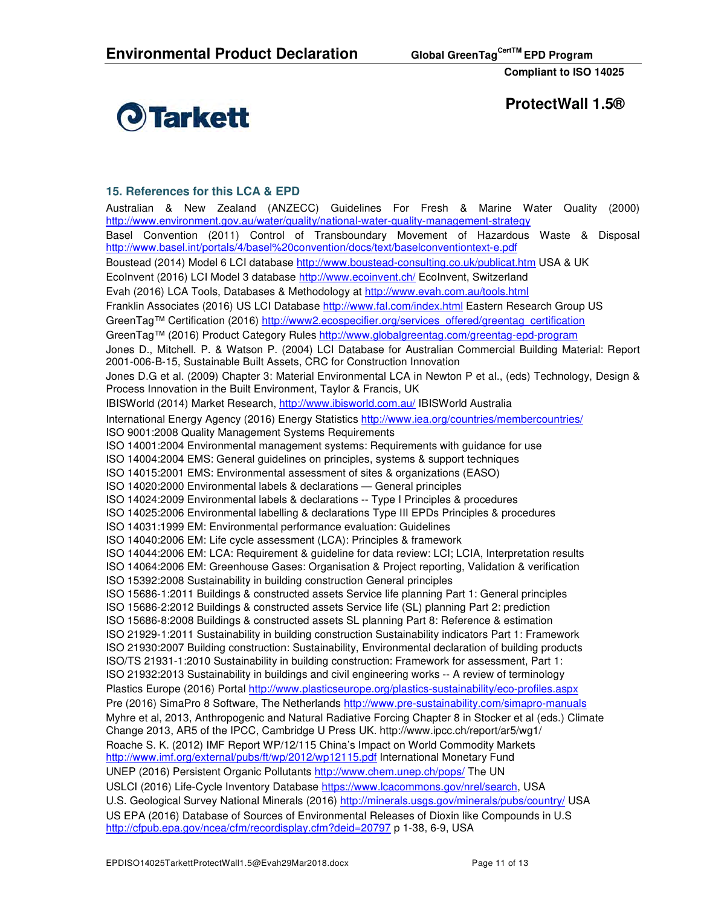## 15. References for this LCA & EPD

Australian & New Zealand (ANZECC) Guidelines For Fresh & Marine Water Quality (2000) http://www.environment.gov.au/water/quality/national-water-quality-management-strategy

Basel Convention (2011) Control of Transboundary Movement of Hazardous Waste & Disposal http://www.basel.int/portals/4/basel%20convention/docs/text/baselconventiontext-e.pdf

Boustead (2014) Model 6 LCI database http://www.boustead-consulting.co.uk/publicat.htm USA & UK

EcoInvent (2016) LCI Model 3 database http://www.ecoinvent.ch/ EcoInvent, Switzerland

Evah (2016) LCA Tools, Databases & Methodology at http://www.evah.com.au/tools.html

Franklin Associates (2016) US LCI Database http://www.fal.com/index.html Eastern Research Group US

GreenTag™ Certification (2016) http://www2.ecospecifier.org/services_offered/greentag_certification

GreenTag™ (2016) Product Category Rules http://www.globalgreentag.com/greentag-epd-program

Jones D., Mitchell. P. & Watson P. (2004) LCI Database for Australian Commercial Building Material: Report 2001-006-B-15, Sustainable Built Assets, CRC for Construction Innovation

Jones D.G et al. (2009) Chapter 3: Material Environmental LCA in Newton P et al., (eds) Technology, Design & Process Innovation in the Built Environment, Taylor & Francis, UK

IBISWorld (2014) Market Research, http://www.ibisworld.com.au/ IBISWorld Australia

International Energy Agency (2016) Energy Statistics http://www.iea.org/countries/membercountries/

ISO 9001:2008 Quality Management Systems Requirements

ISO 14001:2004 Environmental management systems: Requirements with guidance for use

ISO 14004:2004 EMS: General guidelines on principles, systems & support techniques

ISO 14015:2001 EMS: Environmental assessment of sites & organizations (EASO)

ISO 14020:2000 Environmental labels & declarations — General principles

ISO 14024:2009 Environmental labels & declarations -- Type I Principles & procedures

ISO 14025:2006 Environmental labelling & declarations Type III EPDs Principles & procedures

ISO 14031:1999 EM: Environmental performance evaluation: Guidelines

ISO 14040:2006 EM: Life cycle assessment (LCA): Principles & framework

ISO 14044:2006 EM: LCA: Requirement & guideline for data review: LCI; LCIA, Interpretation results

ISO 14064:2006 EM: Greenhouse Gases: Organisation & Project reporting, Validation & verification

ISO 15392:2008 Sustainability in building construction General principles

ISO 15686-1:2011 Buildings & constructed assets Service life planning Part 1: General principles

ISO 15686-2:2012 Buildings & constructed assets Service life (SL) planning Part 2: prediction

ISO 15686-8:2008 Buildings & constructed assets SL planning Part 8: Reference & estimation

ISO 21929-1:2011 Sustainability in building construction Sustainability indicators Part 1: Framework

ISO 21930:2007 Building construction: Sustainability, Environmental declaration of building products

ISO/TS 21931-1:2010 Sustainability in building construction: Framework for assessment, Part 1:

ISO 21932:2013 Sustainability in buildings and civil engineering works -- A review of terminology

Plastics Europe (2016) Portal http://www.plasticseurope.org/plastics-sustainability/eco-profiles.aspx

Pre (2016) SimaPro 8 Software, The Netherlands http://www.pre-sustainability.com/simapro-manuals

Myhre et al, 2013, Anthropogenic and Natural Radiative Forcing Chapter 8 in Stocker et al (eds.) Climate Change 2013, AR5 of the IPCC, Cambridge U Press UK. http://www.ipcc.ch/report/ar5/wg1/

Roache S. K. (2012) IMF Report WP/12/115 China's Impact on World Commodity Markets http://www.imf.org/external/pubs/ft/wp/2012/wp12115.pdf International Monetary Fund

UNEP (2016) Persistent Organic Pollutants http://www.chem.unep.ch/pops/ The UN

USLCI (2016) Life-Cycle Inventory Database https://www.lcacommons.gov/nrel/search, USA

U.S. Geological Survey National Minerals (2016) http://minerals.usgs.gov/minerals/pubs/country/ USA

US EPA (2016) Database of Sources of Environmental Releases of Dioxin like Compounds in U.S http://cfpub.epa.gov/ncea/cfm/recordisplay.cfm?deid=20797 p 1-38, 6-9, USA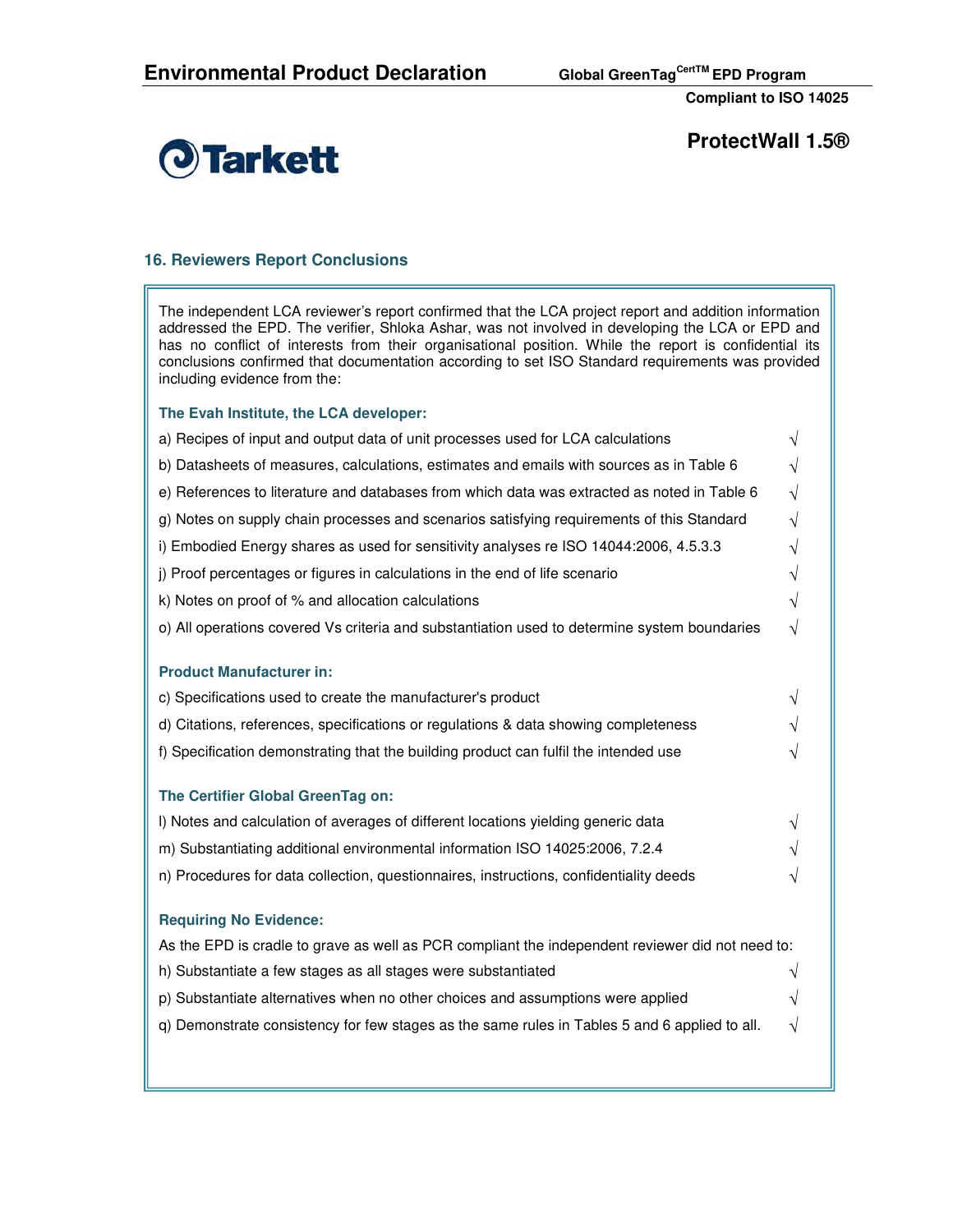## 16. Reviewers Report Conclusions

The independent LCA reviewer's report confirmed that the LCA project report and addition information addressed the EPD. The verifier, Shloka Ashar, was not involved in developing the LCA or EPD and has no conflict of interests from their organisational position. While the report is confidential its conclusions confirmed that documentation according to set ISO Standard requirements was provided including evidence from the:

### The Evah Institute, the LCA developer:

a) Recipes of input and output data of unit processes used for LCA calculations √

b) Datasheets of measures, calculations, estimates and emails with sources as in Table 6 √

e) References to literature and databases from which data was extracted as noted in Table 6 √

g) Notes on supply chain processes and scenarios satisfying requirements of this Standard √

i) Embodied Energy shares as used for sensitivity analyses re ISO 14044:2006, 4.5.3.3 √

j) Proof percentages or figures in calculations in the end of life scenario √

k) Notes on proof of % and allocation calculations √

o) All operations covered Vs criteria and substantiation used to determine system boundaries √

### Product Manufacturer in:

c) Specifications used to create the manufacturer's product √

d) Citations, references, specifications or regulations & data showing completeness √

f) Specification demonstrating that the building product can fulfil the intended use √

### The Certifier Global GreenTag on:

l) Notes and calculation of averages of different locations yielding generic data √

m) Substantiating additional environmental information ISO 14025:2006, 7.2.4 √

n) Procedures for data collection, questionnaires, instructions, confidentiality deeds √

### Requiring No Evidence:

As the EPD is cradle to grave as well as PCR compliant the independent reviewer did not need to:

h) Substantiate a few stages as all stages were substantiated √

p) Substantiate alternatives when no other choices and assumptions were applied √

q) Demonstrate consistency for few stages as the same rules in Tables 5 and 6 applied to all. √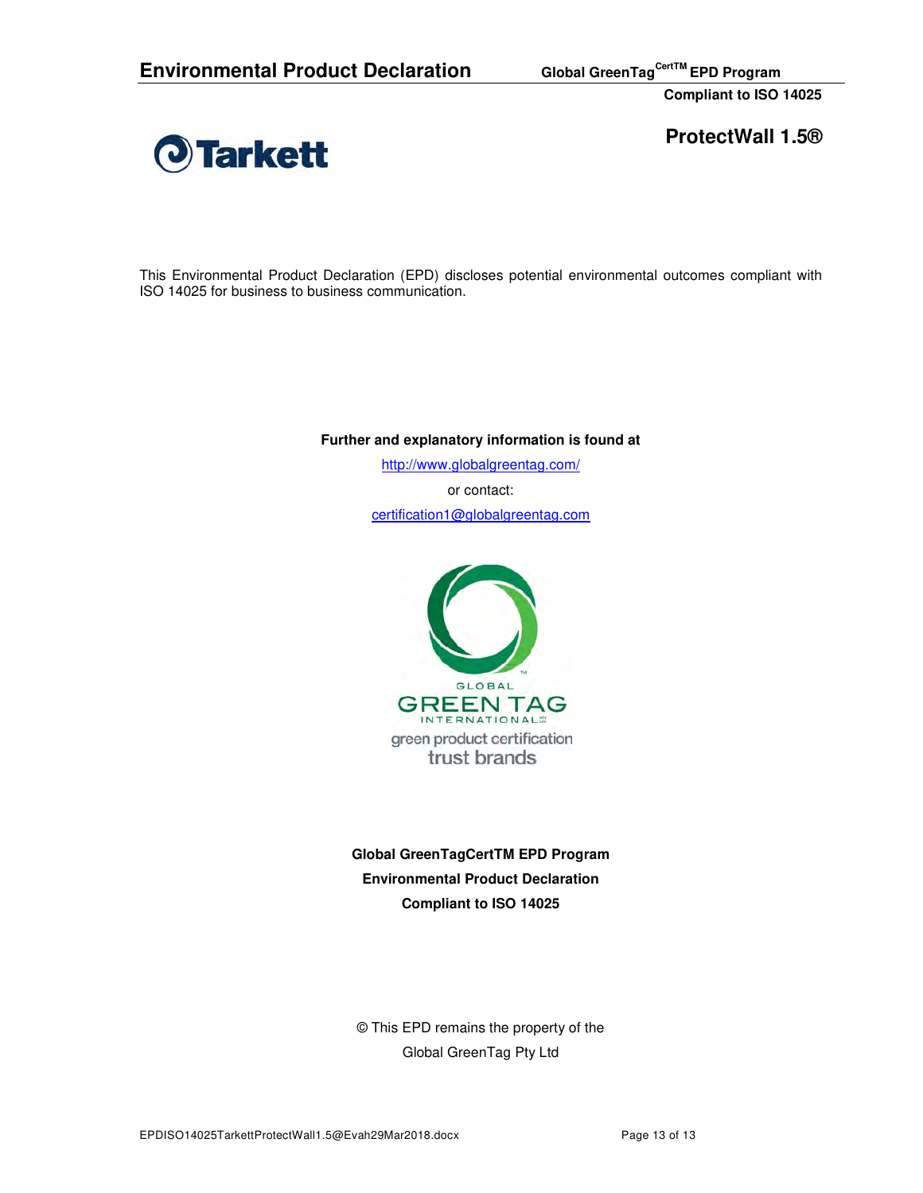# ProtectWall 1.5®

This Environmental Product Declaration (EPD) discloses potential environmental outcomes compliant with ISO 14025 for business to business communication.

**Further and explanatory information is found at**

http://www.globalgreentag.com/

or contact:

certification1@globalgreentag.com

**Global GreenTagCertTM EPD Program**

**Environmental Product Declaration**

**Compliant to ISO 14025**

© This EPD remains the property of the Global GreenTag Pty Ltd